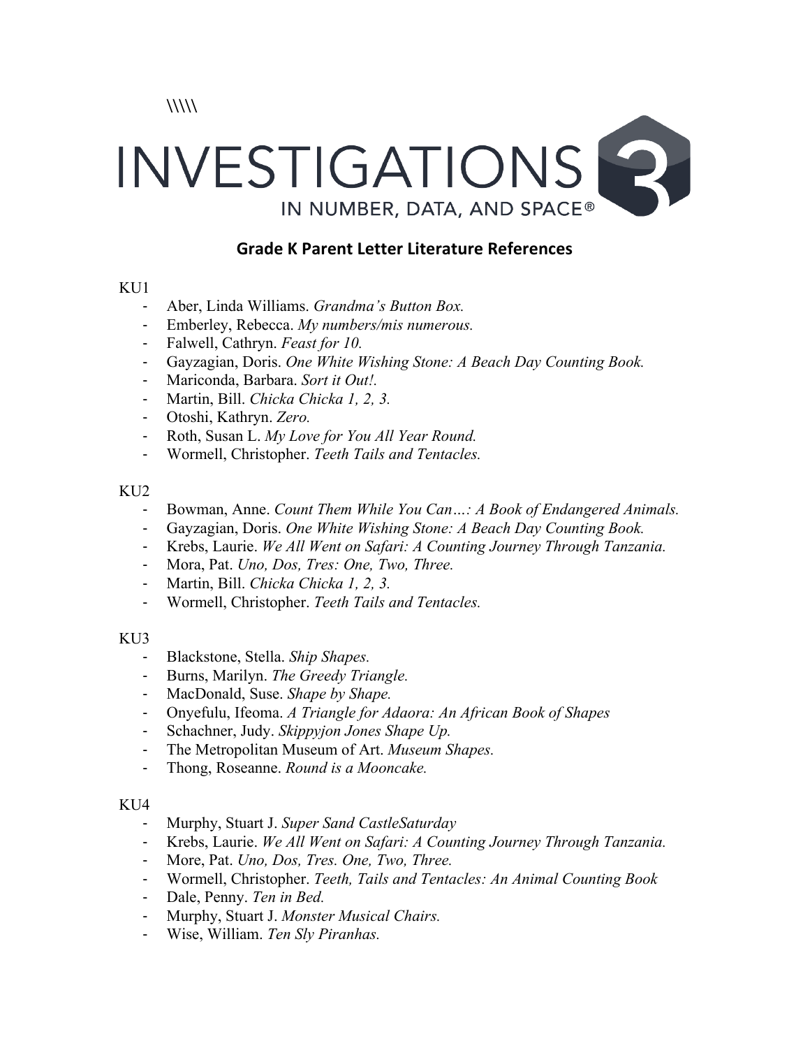\\\\\

# INVESTIGATIONS 3
## IN NUMBER, DATA, AND SPACE®

## Grade K Parent Letter Literature References

KU1

- Aber, Linda Williams. *Grandma's Button Box.*
- Emberley, Rebecca. *My numbers/mis numerous.*
- Falwell, Cathryn. *Feast for 10.*
- Gayzagian, Doris. *One White Wishing Stone: A Beach Day Counting Book.*
- Mariconda, Barbara. *Sort it Out!.*
- Martin, Bill. *Chicka Chicka 1, 2, 3.*
- Otoshi, Kathryn. *Zero.*
- Roth, Susan L. *My Love for You All Year Round.*
- Wormell, Christopher. *Teeth Tails and Tentacles.*

KU2

- Bowman, Anne. *Count Them While You Can…: A Book of Endangered Animals.*
- Gayzagian, Doris. *One White Wishing Stone: A Beach Day Counting Book.*
- Krebs, Laurie. *We All Went on Safari: A Counting Journey Through Tanzania.*
- Mora, Pat. *Uno, Dos, Tres: One, Two, Three.*
- Martin, Bill. *Chicka Chicka 1, 2, 3.*
- Wormell, Christopher. *Teeth Tails and Tentacles.*

KU3

- Blackstone, Stella. *Ship Shapes.*
- Burns, Marilyn. *The Greedy Triangle.*
- MacDonald, Suse. *Shape by Shape.*
- Onyefulu, Ifeoma. *A Triangle for Adaora: An African Book of Shapes*
- Schachner, Judy. *Skippyjon Jones Shape Up.*
- The Metropolitan Museum of Art. *Museum Shapes.*
- Thong, Roseanne. *Round is a Mooncake.*

KU4

- Murphy, Stuart J. *Super Sand CastleSaturday*
- Krebs, Laurie. *We All Went on Safari: A Counting Journey Through Tanzania.*
- More, Pat. *Uno, Dos, Tres. One, Two, Three.*
- Wormell, Christopher. *Teeth, Tails and Tentacles: An Animal Counting Book*
- Dale, Penny. *Ten in Bed.*
- Murphy, Stuart J. *Monster Musical Chairs.*
- Wise, William. *Ten Sly Piranhas.*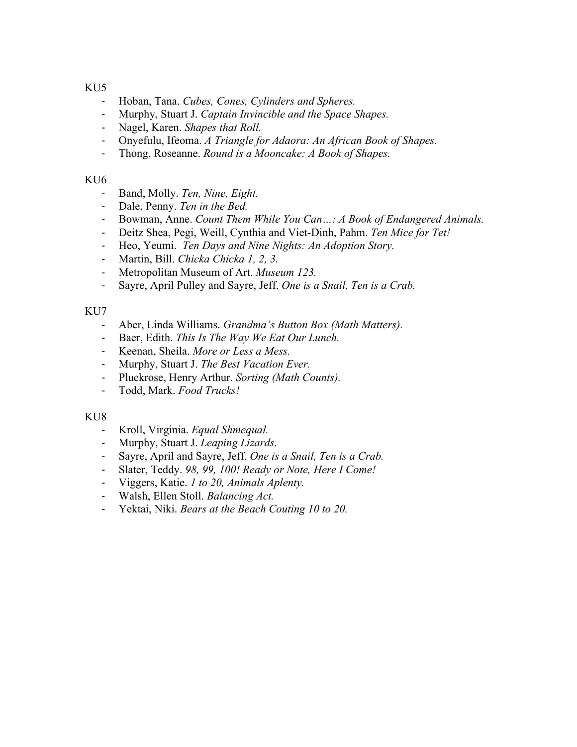KU5

- Hoban, Tana. *Cubes, Cones, Cylinders and Spheres.*
- Murphy, Stuart J. *Captain Invincible and the Space Shapes.*
- Nagel, Karen. *Shapes that Roll.*
- Onyefulu, Ifeoma. *A Triangle for Adaora: An African Book of Shapes.*
- Thong, Roseanne. *Round is a Mooncake: A Book of Shapes.*

KU6

- Band, Molly. *Ten, Nine, Eight.*
- Dale, Penny. *Ten in the Bed.*
- Bowman, Anne. *Count Them While You Can…: A Book of Endangered Animals.*
- Deitz Shea, Pegi, Weill, Cynthia and Viet-Dinh, Pahm. *Ten Mice for Tet!*
- Heo, Yeumi. *Ten Days and Nine Nights: An Adoption Story.*
- Martin, Bill. *Chicka Chicka 1, 2, 3.*
- Metropolitan Museum of Art. *Museum 123.*
- Sayre, April Pulley and Sayre, Jeff. *One is a Snail, Ten is a Crab.*

KU7

- Aber, Linda Williams. *Grandma's Button Box (Math Matters).*
- Baer, Edith. *This Is The Way We Eat Our Lunch.*
- Keenan, Sheila. *More or Less a Mess.*
- Murphy, Stuart J. *The Best Vacation Ever.*
- Pluckrose, Henry Arthur. *Sorting (Math Counts).*
- Todd, Mark. *Food Trucks!*

KU8

- Kroll, Virginia. *Equal Shmequal.*
- Murphy, Stuart J. *Leaping Lizards.*
- Sayre, April and Sayre, Jeff. *One is a Snail, Ten is a Crab.*
- Slater, Teddy. *98, 99, 100! Ready or Note, Here I Come!*
- Viggers, Katie. *1 to 20, Animals Aplenty.*
- Walsh, Ellen Stoll. *Balancing Act.*
- Yektai, Niki. *Bears at the Beach Couting 10 to 20.*